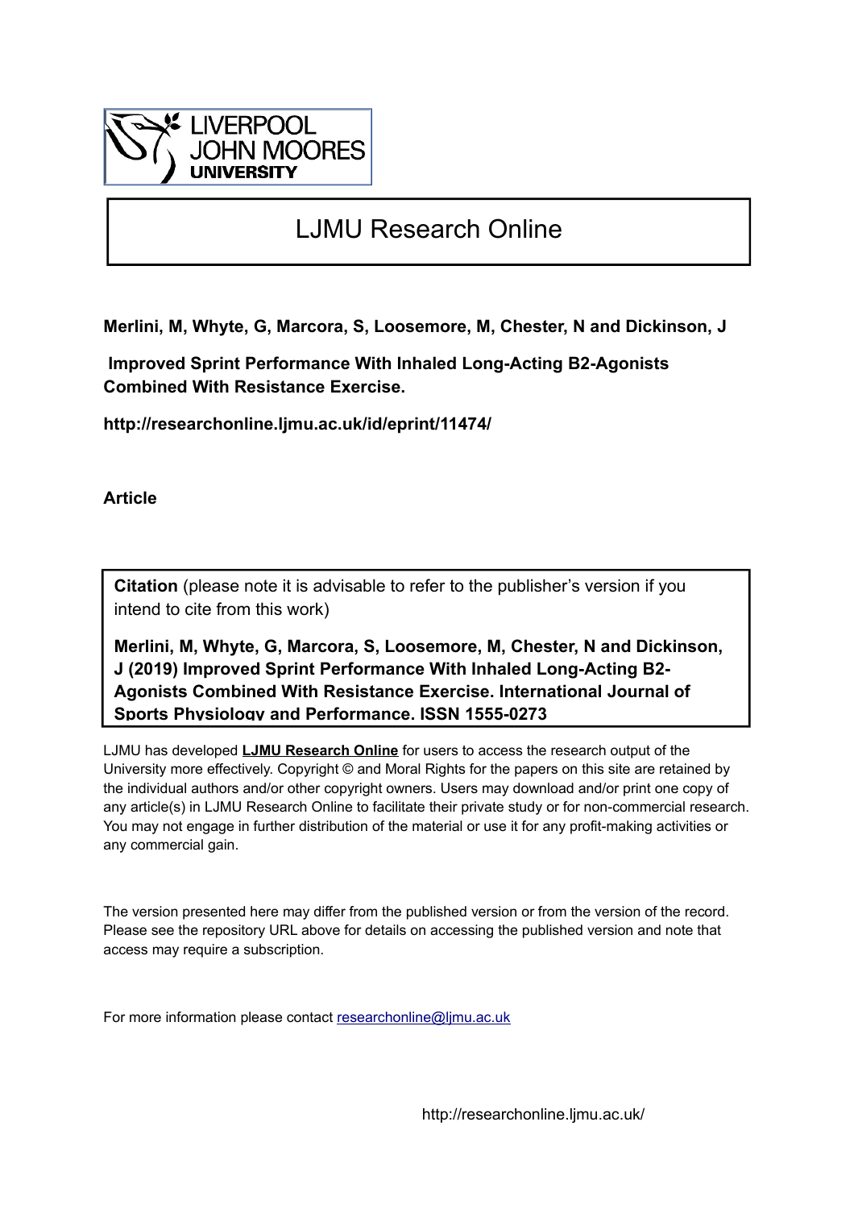LIVERPOOL JOHN MOORES UNIVERSITY

# LJMU Research Online

**Merlini, M, Whyte, G, Marcora, S, Loosemore, M, Chester, N and Dickinson, J**

**Improved Sprint Performance With Inhaled Long-Acting B2-Agonists Combined With Resistance Exercise.**

**http://researchonline.ljmu.ac.uk/id/eprint/11474/**

**Article**

**Citation** (please note it is advisable to refer to the publisher's version if you intend to cite from this work)

**Merlini, M, Whyte, G, Marcora, S, Loosemore, M, Chester, N and Dickinson, J (2019) Improved Sprint Performance With Inhaled Long-Acting B2-Agonists Combined With Resistance Exercise. International Journal of Sports Physiology and Performance. ISSN 1555-0273**

LJMU has developed **LJMU Research Online** for users to access the research output of the University more effectively. Copyright © and Moral Rights for the papers on this site are retained by the individual authors and/or other copyright owners. Users may download and/or print one copy of any article(s) in LJMU Research Online to facilitate their private study or for non-commercial research. You may not engage in further distribution of the material or use it for any profit-making activities or any commercial gain.

The version presented here may differ from the published version or from the version of the record. Please see the repository URL above for details on accessing the published version and note that access may require a subscription.

For more information please contact researchonline@ljmu.ac.uk

http://researchonline.ljmu.ac.uk/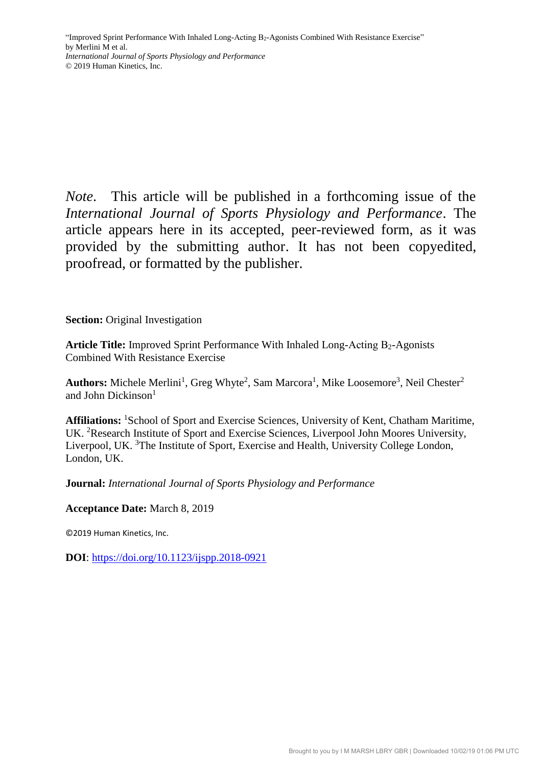*Note*. This article will be published in a forthcoming issue of the *International Journal of Sports Physiology and Performance*. The article appears here in its accepted, peer-reviewed form, as it was provided by the submitting author. It has not been copyedited, proofread, or formatted by the publisher.

**Section:** Original Investigation

**Article Title:** Improved Sprint Performance With Inhaled Long-Acting $B_2$-Agonists Combined With Resistance Exercise

**Authors:** Michele Merlini[1], Greg Whyte[2], Sam Marcora[1], Mike Loosemore[3], Neil Chester[2] and John Dickinson[1]

**Affiliations:** [1]School of Sport and Exercise Sciences, University of Kent, Chatham Maritime, UK. [2]Research Institute of Sport and Exercise Sciences, Liverpool John Moores University, Liverpool, UK. [3]The Institute of Sport, Exercise and Health, University College London, London, UK.

**Journal:** *International Journal of Sports Physiology and Performance*

**Acceptance Date:** March 8, 2019

©2019 Human Kinetics, Inc.

**DOI**: https://doi.org/10.1123/ijspp.2018-0921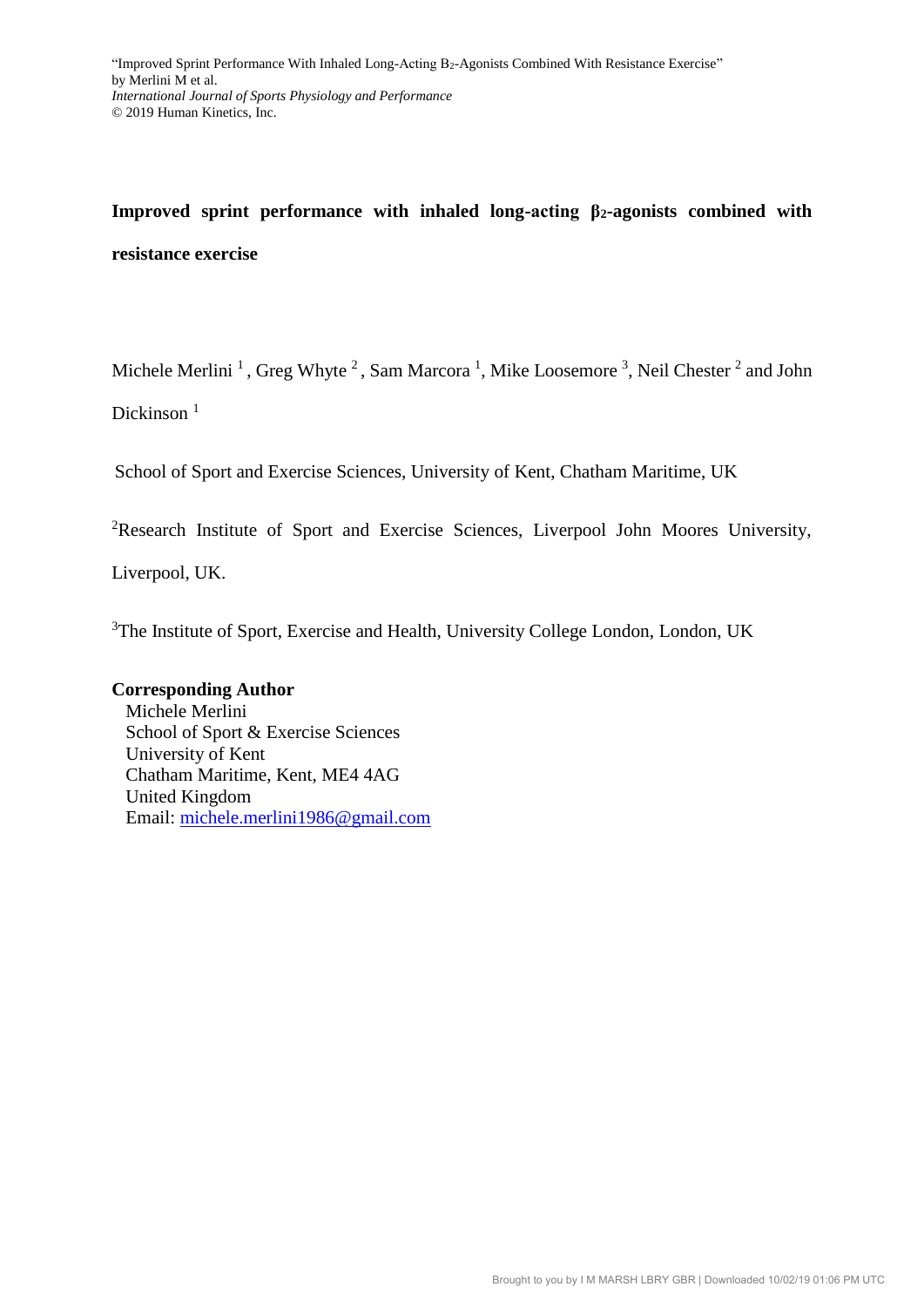# Improved sprint performance with inhaled long-acting $\beta_2$-agonists combined with resistance exercise

Michele Merlini [1], Greg Whyte [2], Sam Marcora [1], Mike Loosemore [3], Neil Chester [2] and John Dickinson [1]

School of Sport and Exercise Sciences, University of Kent, Chatham Maritime, UK

[2]Research Institute of Sport and Exercise Sciences, Liverpool John Moores University, Liverpool, UK.

[3]The Institute of Sport, Exercise and Health, University College London, London, UK

**Corresponding Author**

Michele Merlini
School of Sport & Exercise Sciences
University of Kent
Chatham Maritime, Kent, ME4 4AG
United Kingdom
Email: michele.merlini1986@gmail.com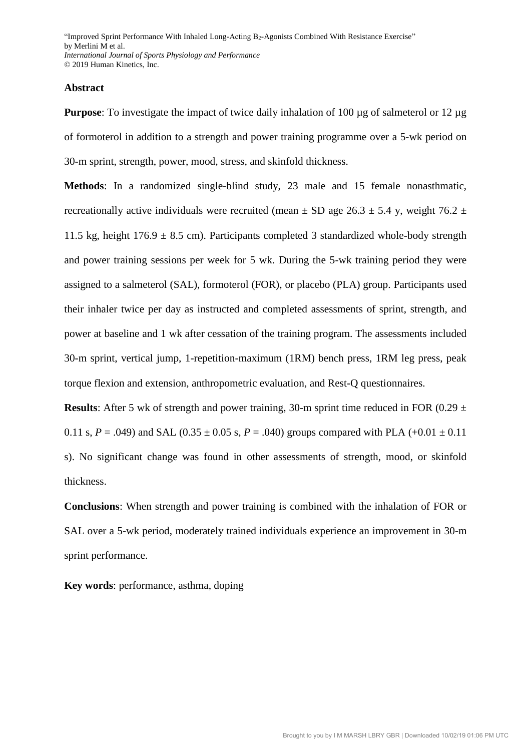## Abstract

**Purpose**: To investigate the impact of twice daily inhalation of 100 µg of salmeterol or 12 µg of formoterol in addition to a strength and power training programme over a 5-wk period on 30-m sprint, strength, power, mood, stress, and skinfold thickness.

**Methods**: In a randomized single-blind study, 23 male and 15 female nonasthmatic, recreationally active individuals were recruited (mean ± SD age 26.3 ± 5.4 y, weight 76.2 ± 11.5 kg, height 176.9 ± 8.5 cm). Participants completed 3 standardized whole-body strength and power training sessions per week for 5 wk. During the 5-wk training period they were assigned to a salmeterol (SAL), formoterol (FOR), or placebo (PLA) group. Participants used their inhaler twice per day as instructed and completed assessments of sprint, strength, and power at baseline and 1 wk after cessation of the training program. The assessments included 30-m sprint, vertical jump, 1-repetition-maximum (1RM) bench press, 1RM leg press, peak torque flexion and extension, anthropometric evaluation, and Rest-Q questionnaires.

**Results**: After 5 wk of strength and power training, 30-m sprint time reduced in FOR (0.29 ± 0.11 s, $P = .049$) and SAL (0.35 ± 0.05 s, $P = .040$) groups compared with PLA (+0.01 ± 0.11 s). No significant change was found in other assessments of strength, mood, or skinfold thickness.

**Conclusions**: When strength and power training is combined with the inhalation of FOR or SAL over a 5-wk period, moderately trained individuals experience an improvement in 30-m sprint performance.

**Key words**: performance, asthma, doping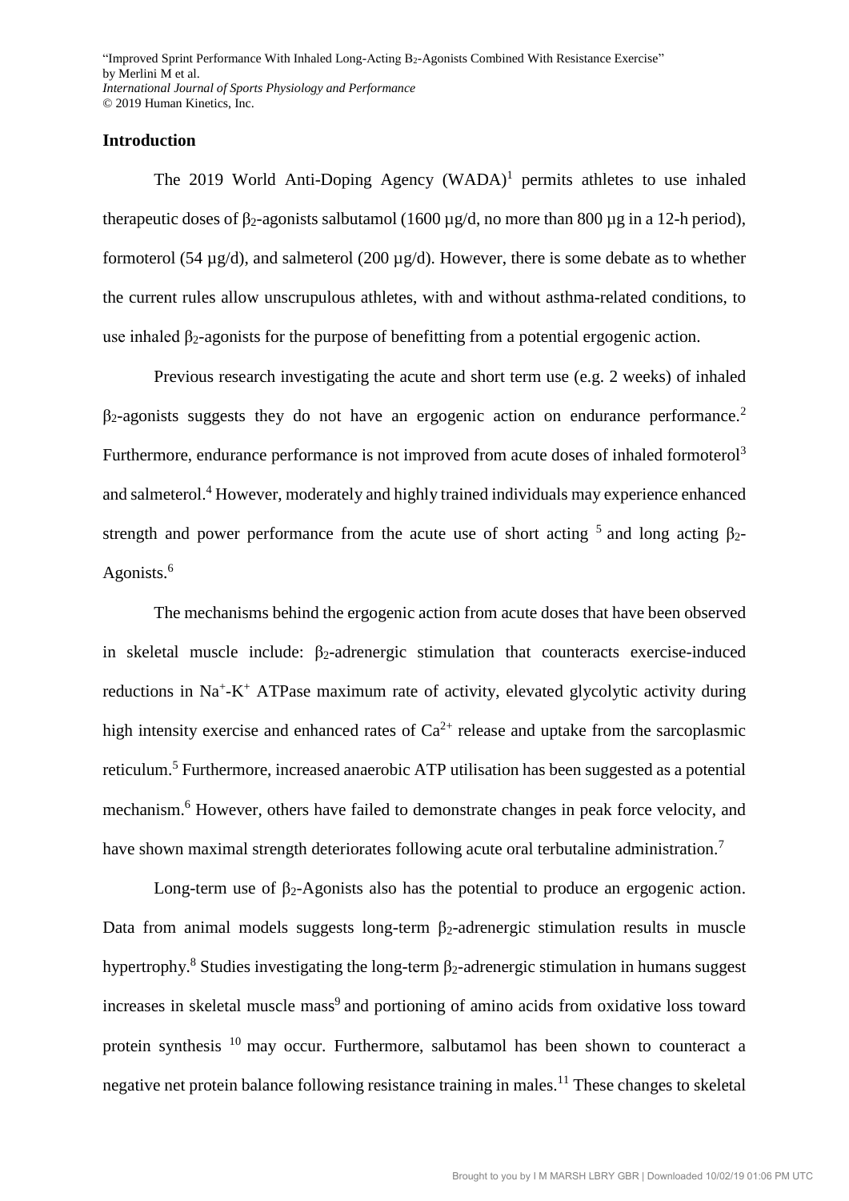## Introduction

The 2019 World Anti-Doping Agency (WADA)[1] permits athletes to use inhaled therapeutic doses of $\beta_2$-agonists salbutamol (1600 µg/d, no more than 800 µg in a 12-h period), formoterol (54 µg/d), and salmeterol (200 µg/d). However, there is some debate as to whether the current rules allow unscrupulous athletes, with and without asthma-related conditions, to use inhaled $\beta_2$-agonists for the purpose of benefitting from a potential ergogenic action.

Previous research investigating the acute and short term use (e.g. 2 weeks) of inhaled $\beta_2$-agonists suggests they do not have an ergogenic action on endurance performance.[2] Furthermore, endurance performance is not improved from acute doses of inhaled formoterol[3] and salmeterol.[4] However, moderately and highly trained individuals may experience enhanced strength and power performance from the acute use of short acting [5] and long acting $\beta_2$-Agonists.[6]

The mechanisms behind the ergogenic action from acute doses that have been observed in skeletal muscle include: $\beta_2$-adrenergic stimulation that counteracts exercise-induced reductions in $Na^+$-$K^+$ ATPase maximum rate of activity, elevated glycolytic activity during high intensity exercise and enhanced rates of $Ca^{2+}$ release and uptake from the sarcoplasmic reticulum.[5] Furthermore, increased anaerobic ATP utilisation has been suggested as a potential mechanism.[6] However, others have failed to demonstrate changes in peak force velocity, and have shown maximal strength deteriorates following acute oral terbutaline administration.[7]

Long-term use of $\beta_2$-Agonists also has the potential to produce an ergogenic action. Data from animal models suggests long-term $\beta_2$-adrenergic stimulation results in muscle hypertrophy.[8] Studies investigating the long-term $\beta_2$-adrenergic stimulation in humans suggest increases in skeletal muscle mass[9] and portioning of amino acids from oxidative loss toward protein synthesis [10] may occur. Furthermore, salbutamol has been shown to counteract a negative net protein balance following resistance training in males.[11] These changes to skeletal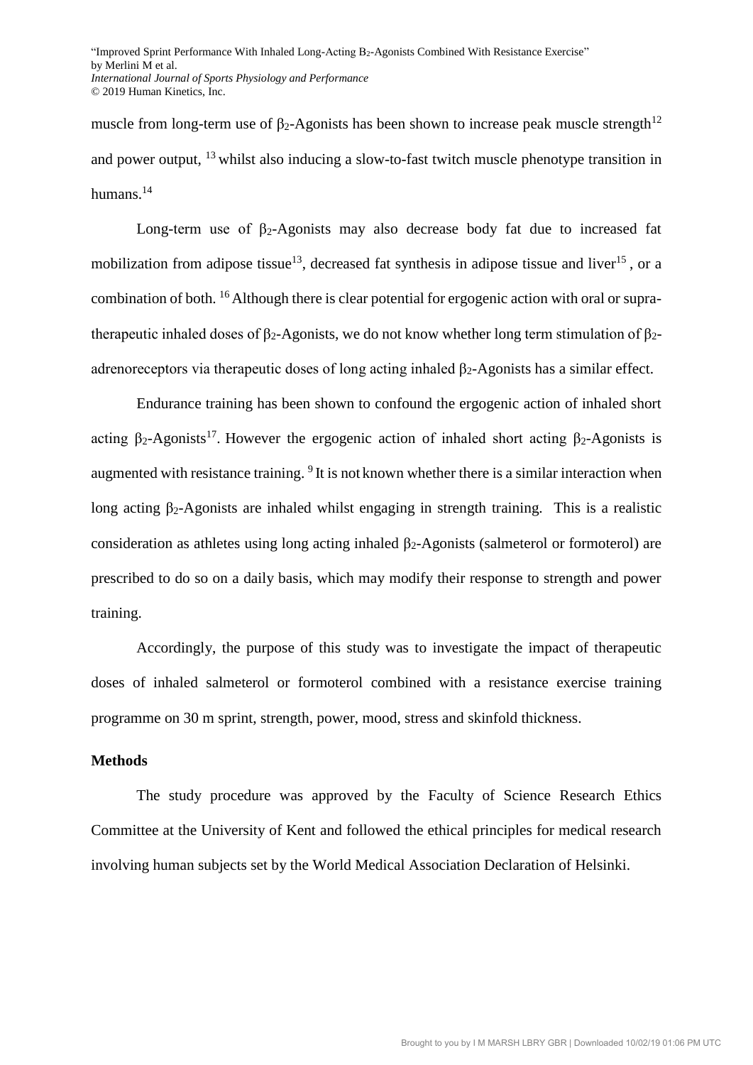muscle from long-term use of $\beta_2$-Agonists has been shown to increase peak muscle strength[12] and power output, [13] whilst also inducing a slow-to-fast twitch muscle phenotype transition in humans.[14]

Long-term use of $\beta_2$-Agonists may also decrease body fat due to increased fat mobilization from adipose tissue[13], decreased fat synthesis in adipose tissue and liver[15] , or a combination of both. [16] Although there is clear potential for ergogenic action with oral or supra-therapeutic inhaled doses of $\beta_2$-Agonists, we do not know whether long term stimulation of $\beta_2$-adrenoreceptors via therapeutic doses of long acting inhaled $\beta_2$-Agonists has a similar effect.

Endurance training has been shown to confound the ergogenic action of inhaled short acting $\beta_2$-Agonists[17]. However the ergogenic action of inhaled short acting $\beta_2$-Agonists is augmented with resistance training. [9] It is not known whether there is a similar interaction when long acting $\beta_2$-Agonists are inhaled whilst engaging in strength training. This is a realistic consideration as athletes using long acting inhaled $\beta_2$-Agonists (salmeterol or formoterol) are prescribed to do so on a daily basis, which may modify their response to strength and power training.

Accordingly, the purpose of this study was to investigate the impact of therapeutic doses of inhaled salmeterol or formoterol combined with a resistance exercise training programme on 30 m sprint, strength, power, mood, stress and skinfold thickness.

## Methods

The study procedure was approved by the Faculty of Science Research Ethics Committee at the University of Kent and followed the ethical principles for medical research involving human subjects set by the World Medical Association Declaration of Helsinki.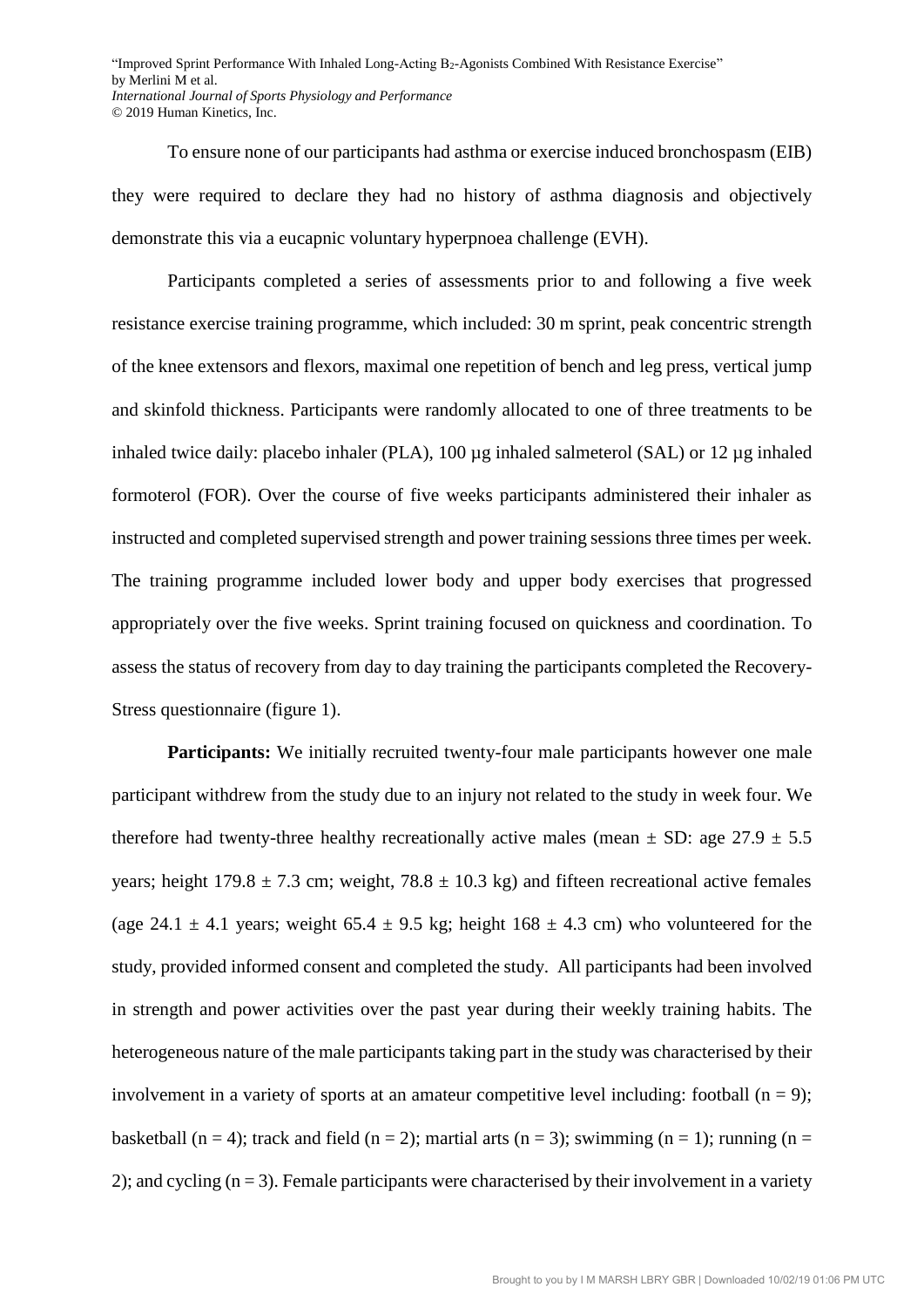To ensure none of our participants had asthma or exercise induced bronchospasm (EIB) they were required to declare they had no history of asthma diagnosis and objectively demonstrate this via a eucapnic voluntary hyperpnoea challenge (EVH).

Participants completed a series of assessments prior to and following a five week resistance exercise training programme, which included: 30 m sprint, peak concentric strength of the knee extensors and flexors, maximal one repetition of bench and leg press, vertical jump and skinfold thickness. Participants were randomly allocated to one of three treatments to be inhaled twice daily: placebo inhaler (PLA), 100 µg inhaled salmeterol (SAL) or 12 µg inhaled formoterol (FOR). Over the course of five weeks participants administered their inhaler as instructed and completed supervised strength and power training sessions three times per week. The training programme included lower body and upper body exercises that progressed appropriately over the five weeks. Sprint training focused on quickness and coordination. To assess the status of recovery from day to day training the participants completed the Recovery-Stress questionnaire (figure 1).

**Participants:** We initially recruited twenty-four male participants however one male participant withdrew from the study due to an injury not related to the study in week four. We therefore had twenty-three healthy recreationally active males (mean ± SD: age 27.9 ± 5.5 years; height 179.8 ± 7.3 cm; weight, 78.8 ± 10.3 kg) and fifteen recreational active females (age 24.1 ± 4.1 years; weight 65.4 ± 9.5 kg; height 168 ± 4.3 cm) who volunteered for the study, provided informed consent and completed the study. All participants had been involved in strength and power activities over the past year during their weekly training habits. The heterogeneous nature of the male participants taking part in the study was characterised by their involvement in a variety of sports at an amateur competitive level including: football ($n = 9$); basketball ($n = 4$); track and field ($n = 2$); martial arts ($n = 3$); swimming ($n = 1$); running ($n = 2$); and cycling ($n = 3$). Female participants were characterised by their involvement in a variety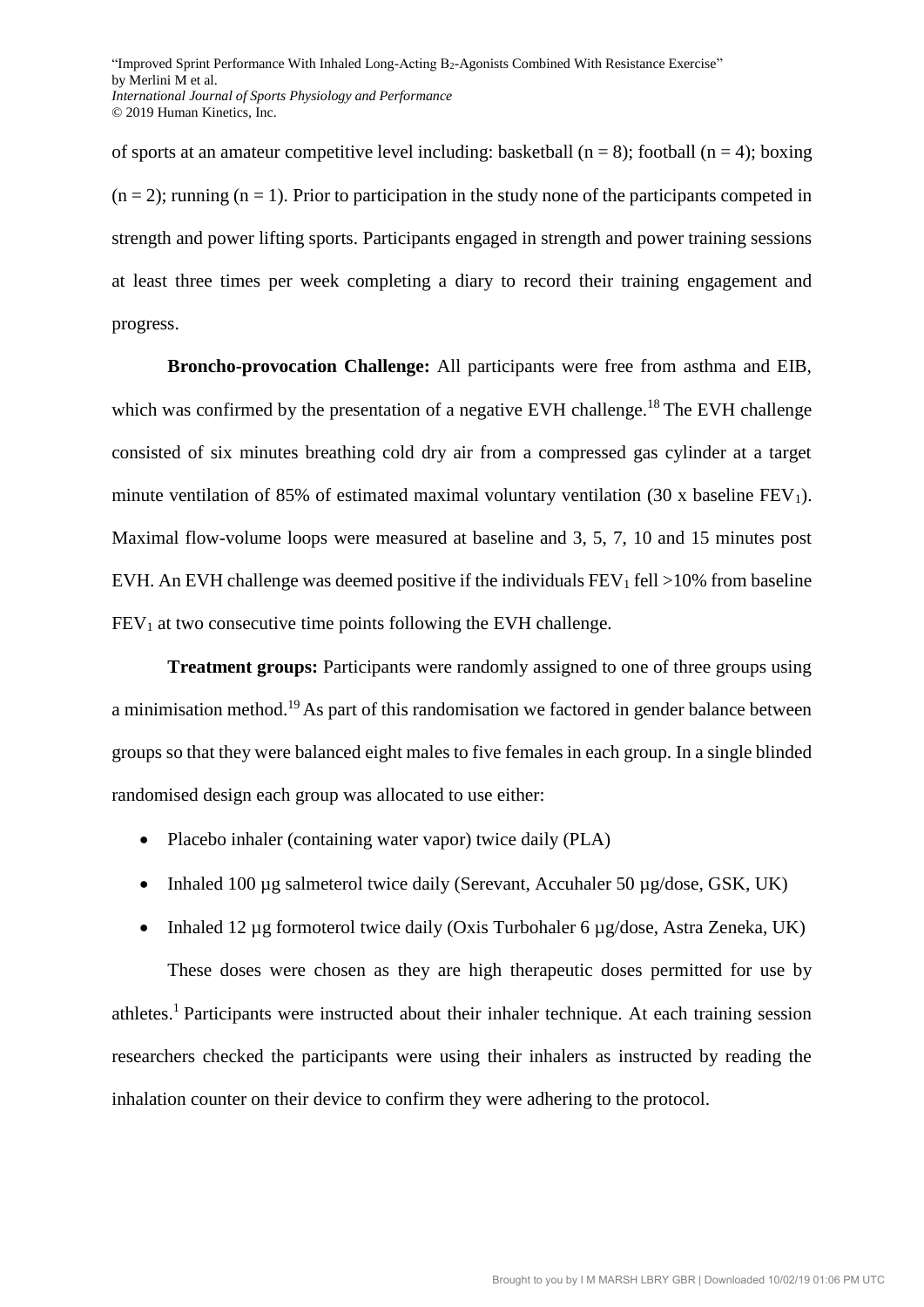of sports at an amateur competitive level including: basketball ($n = 8$); football ($n = 4$); boxing ($n = 2$); running ($n = 1$). Prior to participation in the study none of the participants competed in strength and power lifting sports. Participants engaged in strength and power training sessions at least three times per week completing a diary to record their training engagement and progress.

**Broncho-provocation Challenge:** All participants were free from asthma and EIB, which was confirmed by the presentation of a negative EVH challenge.[18] The EVH challenge consisted of six minutes breathing cold dry air from a compressed gas cylinder at a target minute ventilation of 85% of estimated maximal voluntary ventilation (30 x baseline $FEV_1$). Maximal flow-volume loops were measured at baseline and 3, 5, 7, 10 and 15 minutes post EVH. An EVH challenge was deemed positive if the individuals $FEV_1$ fell >10% from baseline $FEV_1$ at two consecutive time points following the EVH challenge.

**Treatment groups:** Participants were randomly assigned to one of three groups using a minimisation method.[19] As part of this randomisation we factored in gender balance between groups so that they were balanced eight males to five females in each group. In a single blinded randomised design each group was allocated to use either:

- Placebo inhaler (containing water vapor) twice daily (PLA)
- Inhaled 100 µg salmeterol twice daily (Serevant, Accuhaler 50 µg/dose, GSK, UK)
- Inhaled 12 µg formoterol twice daily (Oxis Turbohaler 6 µg/dose, Astra Zeneka, UK)

These doses were chosen as they are high therapeutic doses permitted for use by athletes.[1] Participants were instructed about their inhaler technique. At each training session researchers checked the participants were using their inhalers as instructed by reading the inhalation counter on their device to confirm they were adhering to the protocol.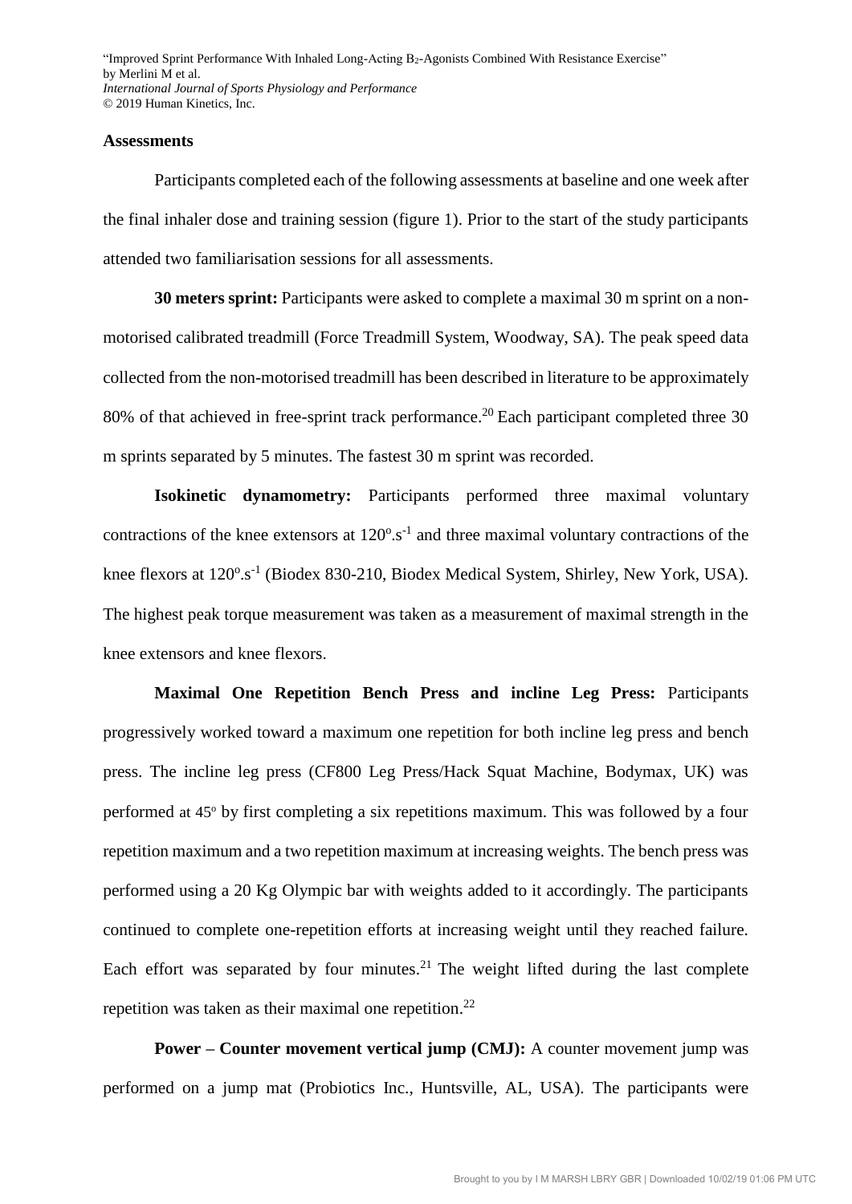### Assessments

Participants completed each of the following assessments at baseline and one week after the final inhaler dose and training session (figure 1). Prior to the start of the study participants attended two familiarisation sessions for all assessments.

**30 meters sprint:** Participants were asked to complete a maximal 30 m sprint on a non-motorised calibrated treadmill (Force Treadmill System, Woodway, SA). The peak speed data collected from the non-motorised treadmill has been described in literature to be approximately 80% of that achieved in free-sprint track performance.[20] Each participant completed three 30 m sprints separated by 5 minutes. The fastest 30 m sprint was recorded.

**Isokinetic dynamometry:** Participants performed three maximal voluntary contractions of the knee extensors at $120^{o}.s^{-1}$ and three maximal voluntary contractions of the knee flexors at $120^{o}.s^{-1}$ (Biodex 830-210, Biodex Medical System, Shirley, New York, USA). The highest peak torque measurement was taken as a measurement of maximal strength in the knee extensors and knee flexors.

**Maximal One Repetition Bench Press and incline Leg Press:** Participants progressively worked toward a maximum one repetition for both incline leg press and bench press. The incline leg press (CF800 Leg Press/Hack Squat Machine, Bodymax, UK) was performed at $45^{o}$ by first completing a six repetitions maximum. This was followed by a four repetition maximum and a two repetition maximum at increasing weights. The bench press was performed using a 20 Kg Olympic bar with weights added to it accordingly. The participants continued to complete one-repetition efforts at increasing weight until they reached failure. Each effort was separated by four minutes.[21] The weight lifted during the last complete repetition was taken as their maximal one repetition.[22]

**Power – Counter movement vertical jump (CMJ):** A counter movement jump was performed on a jump mat (Probiotics Inc., Huntsville, AL, USA). The participants were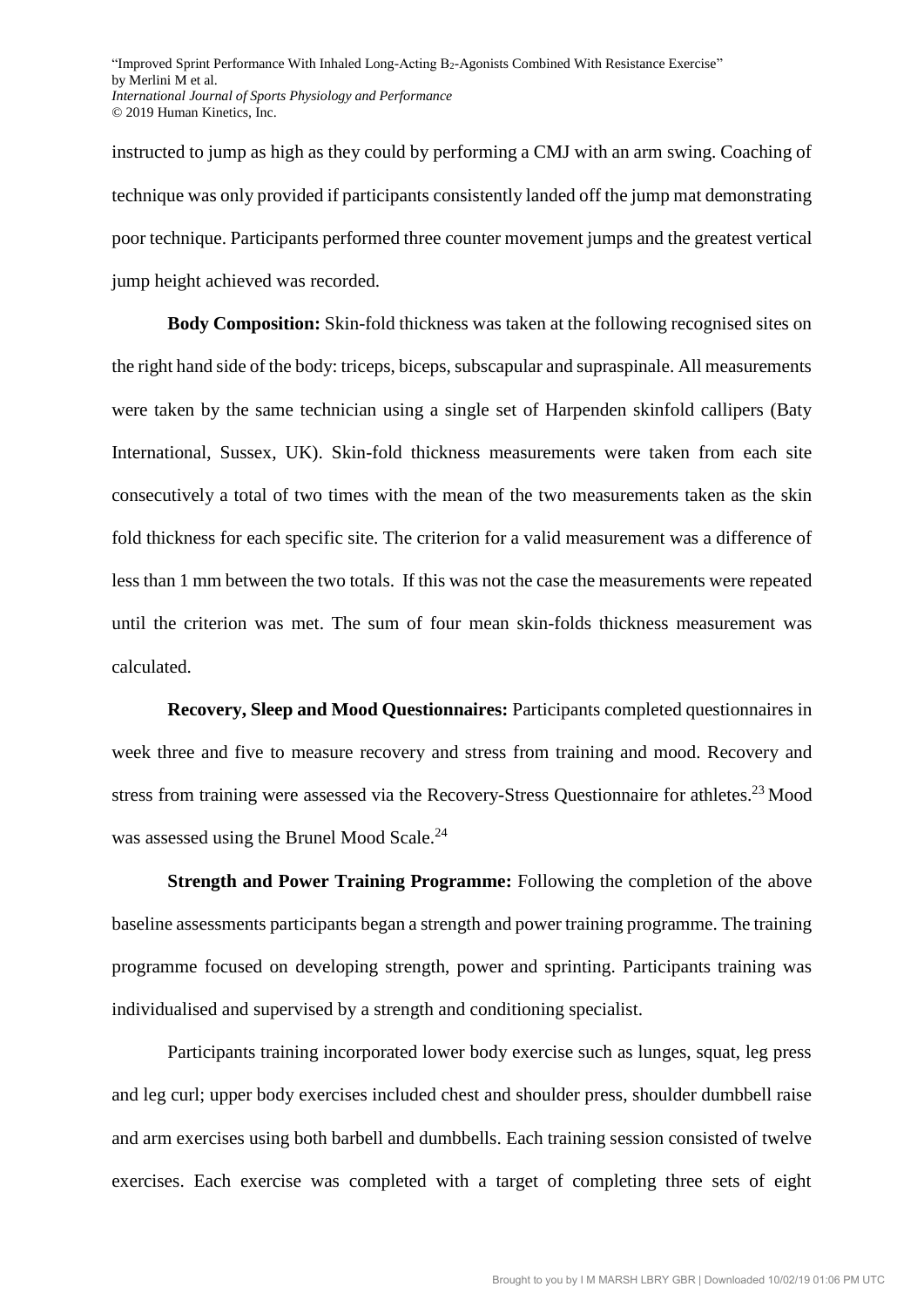instructed to jump as high as they could by performing a CMJ with an arm swing. Coaching of technique was only provided if participants consistently landed off the jump mat demonstrating poor technique. Participants performed three counter movement jumps and the greatest vertical jump height achieved was recorded.

**Body Composition:** Skin-fold thickness was taken at the following recognised sites on the right hand side of the body: triceps, biceps, subscapular and supraspinale. All measurements were taken by the same technician using a single set of Harpenden skinfold callipers (Baty International, Sussex, UK). Skin-fold thickness measurements were taken from each site consecutively a total of two times with the mean of the two measurements taken as the skin fold thickness for each specific site. The criterion for a valid measurement was a difference of less than 1 mm between the two totals. If this was not the case the measurements were repeated until the criterion was met. The sum of four mean skin-folds thickness measurement was calculated.

**Recovery, Sleep and Mood Questionnaires:** Participants completed questionnaires in week three and five to measure recovery and stress from training and mood. Recovery and stress from training were assessed via the Recovery-Stress Questionnaire for athletes.[23] Mood was assessed using the Brunel Mood Scale.[24]

**Strength and Power Training Programme:** Following the completion of the above baseline assessments participants began a strength and power training programme. The training programme focused on developing strength, power and sprinting. Participants training was individualised and supervised by a strength and conditioning specialist.

Participants training incorporated lower body exercise such as lunges, squat, leg press and leg curl; upper body exercises included chest and shoulder press, shoulder dumbbell raise and arm exercises using both barbell and dumbbells. Each training session consisted of twelve exercises. Each exercise was completed with a target of completing three sets of eight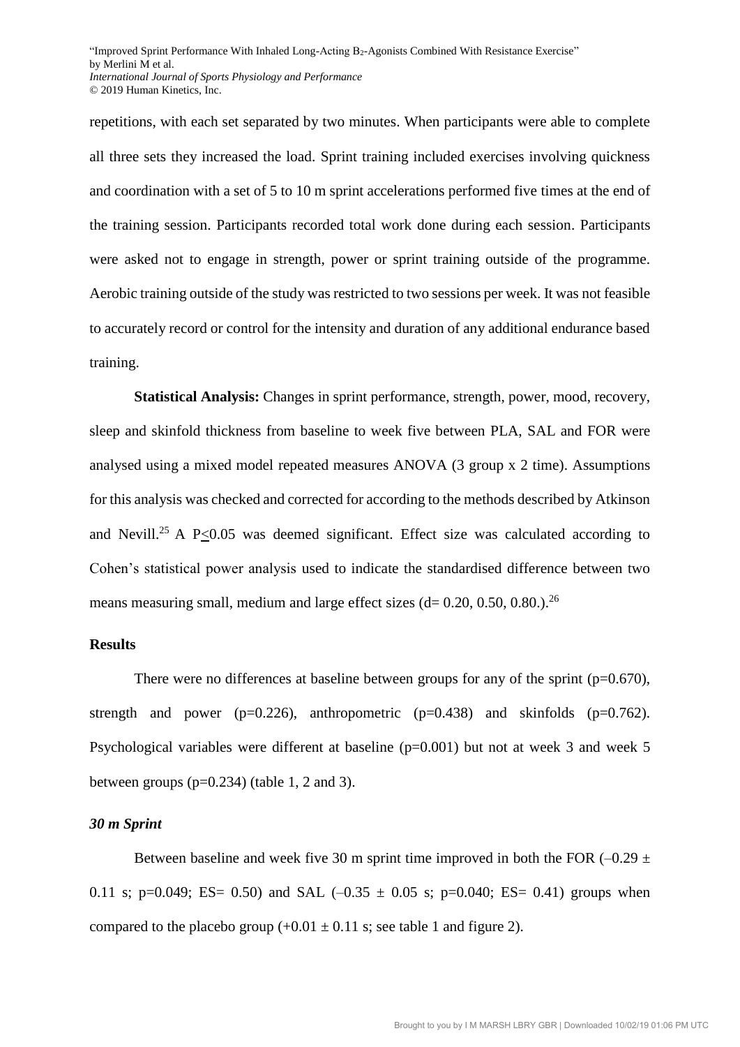repetitions, with each set separated by two minutes. When participants were able to complete all three sets they increased the load. Sprint training included exercises involving quickness and coordination with a set of 5 to 10 m sprint accelerations performed five times at the end of the training session. Participants recorded total work done during each session. Participants were asked not to engage in strength, power or sprint training outside of the programme. Aerobic training outside of the study was restricted to two sessions per week. It was not feasible to accurately record or control for the intensity and duration of any additional endurance based training.

**Statistical Analysis:** Changes in sprint performance, strength, power, mood, recovery, sleep and skinfold thickness from baseline to week five between PLA, SAL and FOR were analysed using a mixed model repeated measures ANOVA (3 group x 2 time). Assumptions for this analysis was checked and corrected for according to the methods described by Atkinson and Nevill.[25] A $P \leq 0.05$ was deemed significant. Effect size was calculated according to Cohen's statistical power analysis used to indicate the standardised difference between two means measuring small, medium and large effect sizes (d= 0.20, 0.50, 0.80.).[26]

## Results

There were no differences at baseline between groups for any of the sprint (p=0.670), strength and power (p=0.226), anthropometric (p=0.438) and skinfolds (p=0.762). Psychological variables were different at baseline (p=0.001) but not at week 3 and week 5 between groups (p=0.234) (table 1, 2 and 3).

### *30 m Sprint*

Between baseline and week five 30 m sprint time improved in both the FOR (–0.29 ± 0.11 s; p=0.049; ES= 0.50) and SAL (–0.35 ± 0.05 s; p=0.040; ES= 0.41) groups when compared to the placebo group (+0.01 ± 0.11 s; see table 1 and figure 2).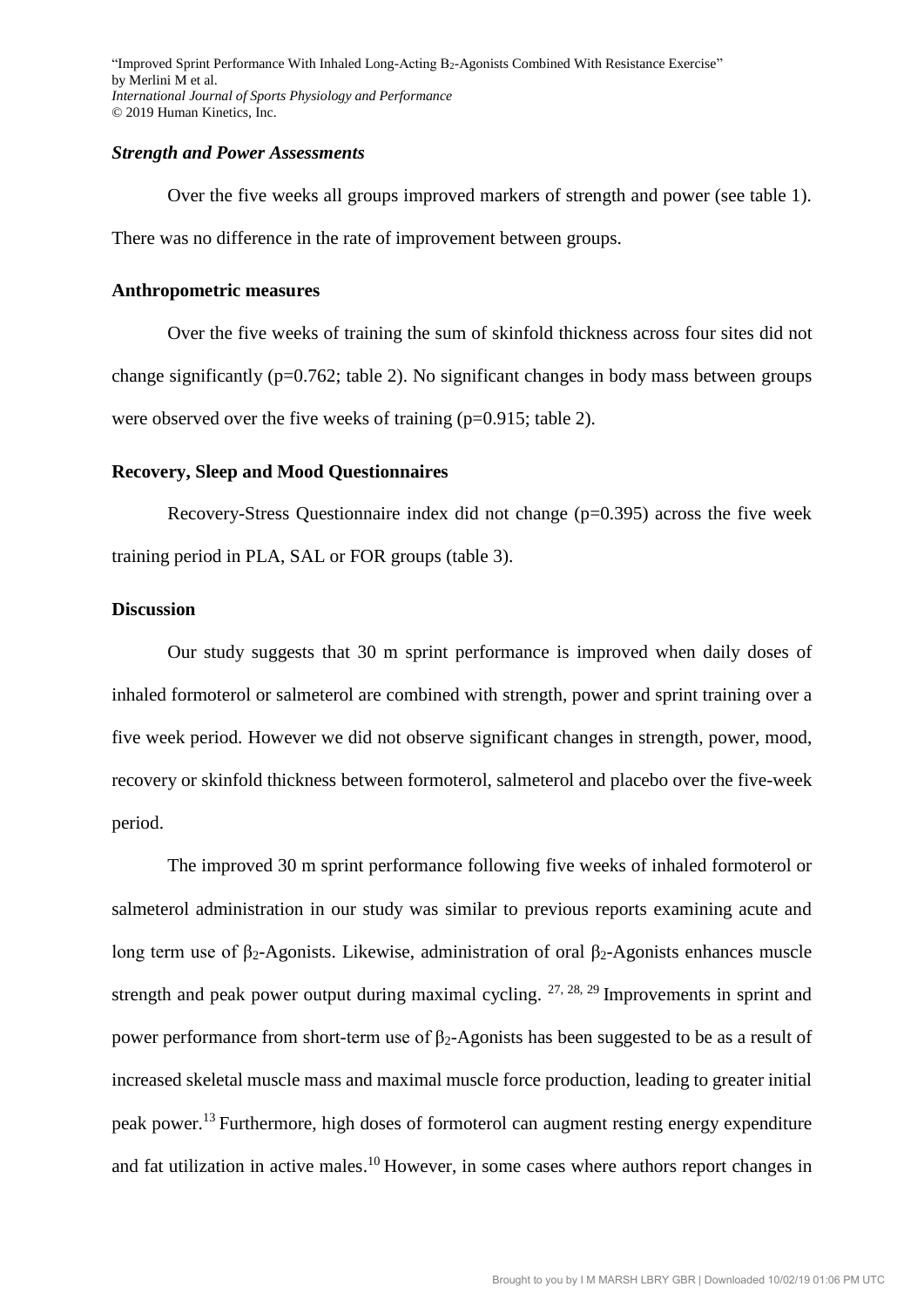### *Strength and Power Assessments*

Over the five weeks all groups improved markers of strength and power (see table 1). There was no difference in the rate of improvement between groups.

### Anthropometric measures

Over the five weeks of training the sum of skinfold thickness across four sites did not change significantly (p=0.762; table 2). No significant changes in body mass between groups were observed over the five weeks of training (p=0.915; table 2).

### Recovery, Sleep and Mood Questionnaires

Recovery-Stress Questionnaire index did not change (p=0.395) across the five week training period in PLA, SAL or FOR groups (table 3).

## Discussion

Our study suggests that 30 m sprint performance is improved when daily doses of inhaled formoterol or salmeterol are combined with strength, power and sprint training over a five week period. However we did not observe significant changes in strength, power, mood, recovery or skinfold thickness between formoterol, salmeterol and placebo over the five-week period.

The improved 30 m sprint performance following five weeks of inhaled formoterol or salmeterol administration in our study was similar to previous reports examining acute and long term use of $\beta_2$-Agonists. Likewise, administration of oral $\beta_2$-Agonists enhances muscle strength and peak power output during maximal cycling. [27, 28, 29] Improvements in sprint and power performance from short-term use of $\beta_2$-Agonists has been suggested to be as a result of increased skeletal muscle mass and maximal muscle force production, leading to greater initial peak power.[13] Furthermore, high doses of formoterol can augment resting energy expenditure and fat utilization in active males.[10] However, in some cases where authors report changes in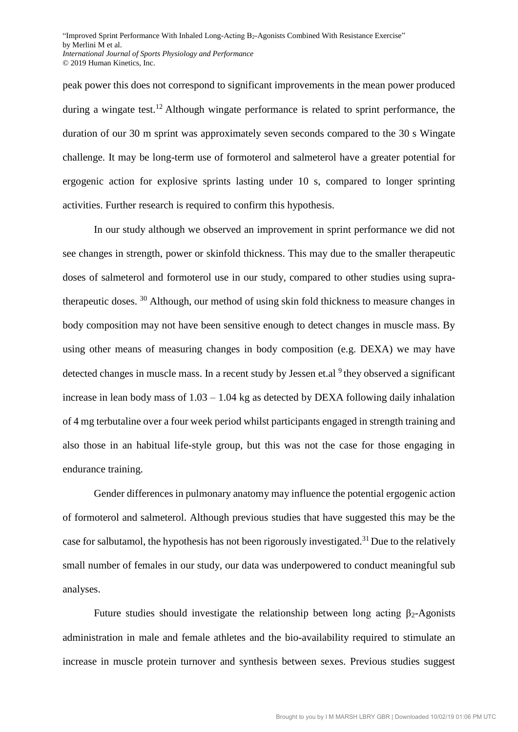peak power this does not correspond to significant improvements in the mean power produced during a wingate test.[12] Although wingate performance is related to sprint performance, the duration of our 30 m sprint was approximately seven seconds compared to the 30 s Wingate challenge. It may be long-term use of formoterol and salmeterol have a greater potential for ergogenic action for explosive sprints lasting under 10 s, compared to longer sprinting activities. Further research is required to confirm this hypothesis.

In our study although we observed an improvement in sprint performance we did not see changes in strength, power or skinfold thickness. This may due to the smaller therapeutic doses of salmeterol and formoterol use in our study, compared to other studies using supra-therapeutic doses. [30] Although, our method of using skin fold thickness to measure changes in body composition may not have been sensitive enough to detect changes in muscle mass. By using other means of measuring changes in body composition (e.g. DEXA) we may have detected changes in muscle mass. In a recent study by Jessen et.al [9] they observed a significant increase in lean body mass of 1.03 – 1.04 kg as detected by DEXA following daily inhalation of 4 mg terbutaline over a four week period whilst participants engaged in strength training and also those in an habitual life-style group, but this was not the case for those engaging in endurance training.

Gender differences in pulmonary anatomy may influence the potential ergogenic action of formoterol and salmeterol. Although previous studies that have suggested this may be the case for salbutamol, the hypothesis has not been rigorously investigated.[31] Due to the relatively small number of females in our study, our data was underpowered to conduct meaningful sub analyses.

Future studies should investigate the relationship between long acting $\beta_2$-Agonists administration in male and female athletes and the bio-availability required to stimulate an increase in muscle protein turnover and synthesis between sexes. Previous studies suggest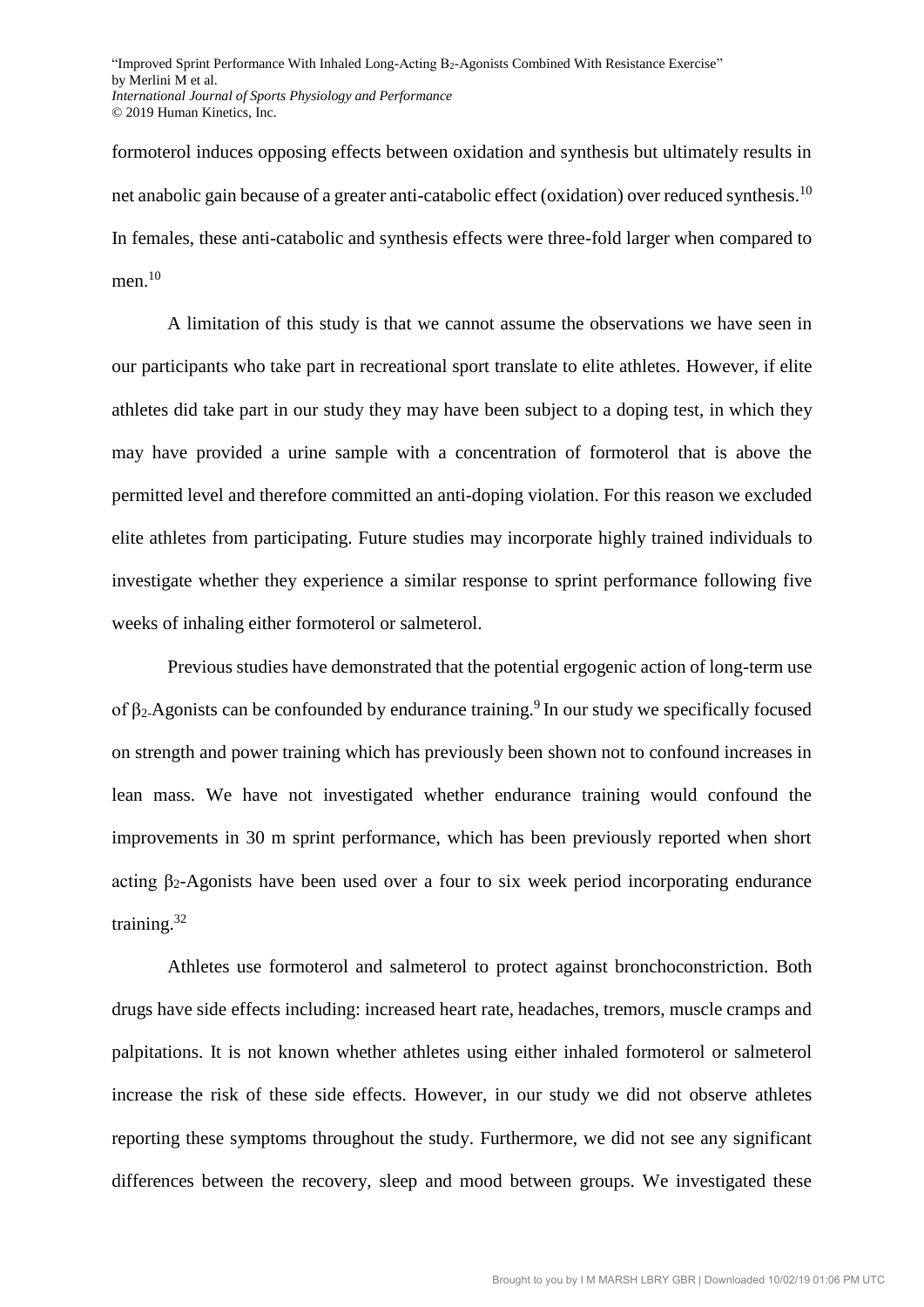formoterol induces opposing effects between oxidation and synthesis but ultimately results in net anabolic gain because of a greater anti-catabolic effect (oxidation) over reduced synthesis.[10] In females, these anti-catabolic and synthesis effects were three-fold larger when compared to men.[10]

A limitation of this study is that we cannot assume the observations we have seen in our participants who take part in recreational sport translate to elite athletes. However, if elite athletes did take part in our study they may have been subject to a doping test, in which they may have provided a urine sample with a concentration of formoterol that is above the permitted level and therefore committed an anti-doping violation. For this reason we excluded elite athletes from participating. Future studies may incorporate highly trained individuals to investigate whether they experience a similar response to sprint performance following five weeks of inhaling either formoterol or salmeterol.

Previous studies have demonstrated that the potential ergogenic action of long-term use of $\beta_2$-Agonists can be confounded by endurance training.[9] In our study we specifically focused on strength and power training which has previously been shown not to confound increases in lean mass. We have not investigated whether endurance training would confound the improvements in 30 m sprint performance, which has been previously reported when short acting $\beta_2$-Agonists have been used over a four to six week period incorporating endurance training.[32]

Athletes use formoterol and salmeterol to protect against bronchoconstriction. Both drugs have side effects including: increased heart rate, headaches, tremors, muscle cramps and palpitations. It is not known whether athletes using either inhaled formoterol or salmeterol increase the risk of these side effects. However, in our study we did not observe athletes reporting these symptoms throughout the study. Furthermore, we did not see any significant differences between the recovery, sleep and mood between groups. We investigated these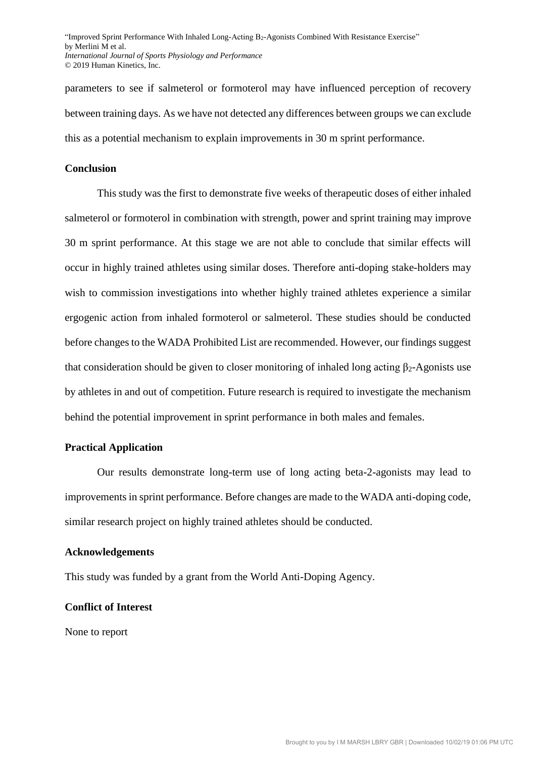parameters to see if salmeterol or formoterol may have influenced perception of recovery between training days. As we have not detected any differences between groups we can exclude this as a potential mechanism to explain improvements in 30 m sprint performance.

## Conclusion

This study was the first to demonstrate five weeks of therapeutic doses of either inhaled salmeterol or formoterol in combination with strength, power and sprint training may improve 30 m sprint performance. At this stage we are not able to conclude that similar effects will occur in highly trained athletes using similar doses. Therefore anti-doping stake-holders may wish to commission investigations into whether highly trained athletes experience a similar ergogenic action from inhaled formoterol or salmeterol. These studies should be conducted before changes to the WADA Prohibited List are recommended. However, our findings suggest that consideration should be given to closer monitoring of inhaled long acting $\beta_2$-Agonists use by athletes in and out of competition. Future research is required to investigate the mechanism behind the potential improvement in sprint performance in both males and females.

## Practical Application

Our results demonstrate long-term use of long acting beta-2-agonists may lead to improvements in sprint performance. Before changes are made to the WADA anti-doping code, similar research project on highly trained athletes should be conducted.

## Acknowledgements

This study was funded by a grant from the World Anti-Doping Agency.

## Conflict of Interest

None to report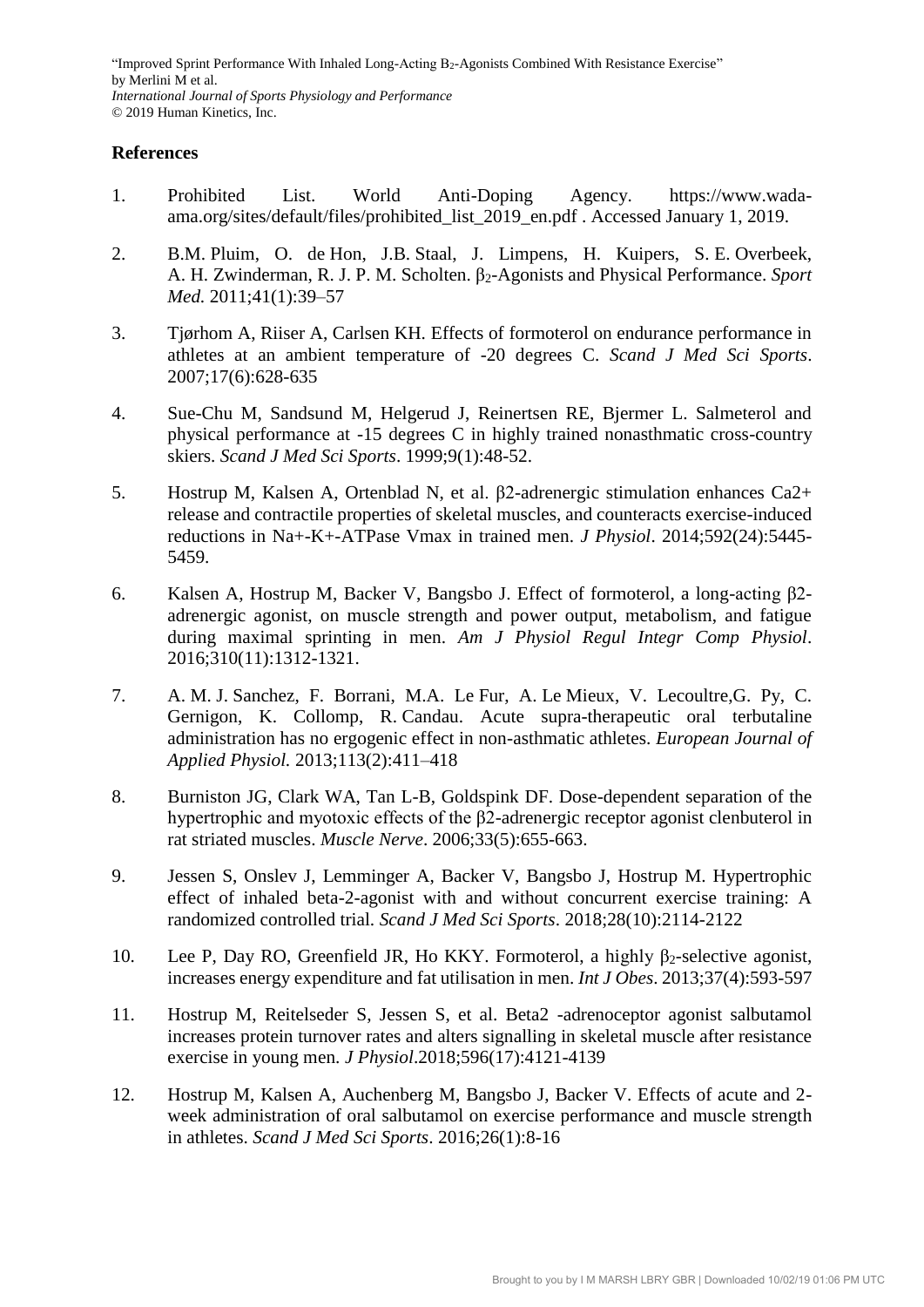## References

1. Prohibited List. World Anti-Doping Agency. https://www.wada-ama.org/sites/default/files/prohibited_list_2019_en.pdf . Accessed January 1, 2019.

2. B.M. Pluim, O. de Hon, J.B. Staal, J. Limpens, H. Kuipers, S. E. Overbeek, A. H. Zwinderman, R. J. P. M. Scholten. $\beta_2$-Agonists and Physical Performance. *Sport Med.* 2011;41(1):39–57

3. Tjørhom A, Riiser A, Carlsen KH. Effects of formoterol on endurance performance in athletes at an ambient temperature of -20 degrees C. *Scand J Med Sci Sports*. 2007;17(6):628-635

4. Sue-Chu M, Sandsund M, Helgerud J, Reinertsen RE, Bjermer L. Salmeterol and physical performance at -15 degrees C in highly trained nonasthmatic cross-country skiers. *Scand J Med Sci Sports*. 1999;9(1):48-52.

5. Hostrup M, Kalsen A, Ortenblad N, et al. β2-adrenergic stimulation enhances $Ca^{2+}$ release and contractile properties of skeletal muscles, and counteracts exercise-induced reductions in $Na^+$-$K^+$-ATPase Vmax in trained men. *J Physiol*. 2014;592(24):5445-5459.

6. Kalsen A, Hostrup M, Backer V, Bangsbo J. Effect of formoterol, a long-acting β2-adrenergic agonist, on muscle strength and power output, metabolism, and fatigue during maximal sprinting in men. *Am J Physiol Regul Integr Comp Physiol*. 2016;310(11):1312-1321.

7. A. M. J. Sanchez, F. Borrani, M.A. Le Fur, A. Le Mieux, V. Lecoultre,G. Py, C. Gernigon, K. Collomp, R. Candau. Acute supra-therapeutic oral terbutaline administration has no ergogenic effect in non-asthmatic athletes. *European Journal of Applied Physiol.* 2013;113(2):411–418

8. Burniston JG, Clark WA, Tan L-B, Goldspink DF. Dose-dependent separation of the hypertrophic and myotoxic effects of the β2-adrenergic receptor agonist clenbuterol in rat striated muscles. *Muscle Nerve*. 2006;33(5):655-663.

9. Jessen S, Onslev J, Lemminger A, Backer V, Bangsbo J, Hostrup M. Hypertrophic effect of inhaled beta-2-agonist with and without concurrent exercise training: A randomized controlled trial. *Scand J Med Sci Sports*. 2018;28(10):2114-2122

10. Lee P, Day RO, Greenfield JR, Ho KKY. Formoterol, a highly $\beta_2$-selective agonist, increases energy expenditure and fat utilisation in men. *Int J Obes*. 2013;37(4):593-597

11. Hostrup M, Reitelseder S, Jessen S, et al. Beta2 -adrenoceptor agonist salbutamol increases protein turnover rates and alters signalling in skeletal muscle after resistance exercise in young men. *J Physiol*.2018;596(17):4121-4139

12. Hostrup M, Kalsen A, Auchenberg M, Bangsbo J, Backer V. Effects of acute and 2-week administration of oral salbutamol on exercise performance and muscle strength in athletes. *Scand J Med Sci Sports*. 2016;26(1):8-16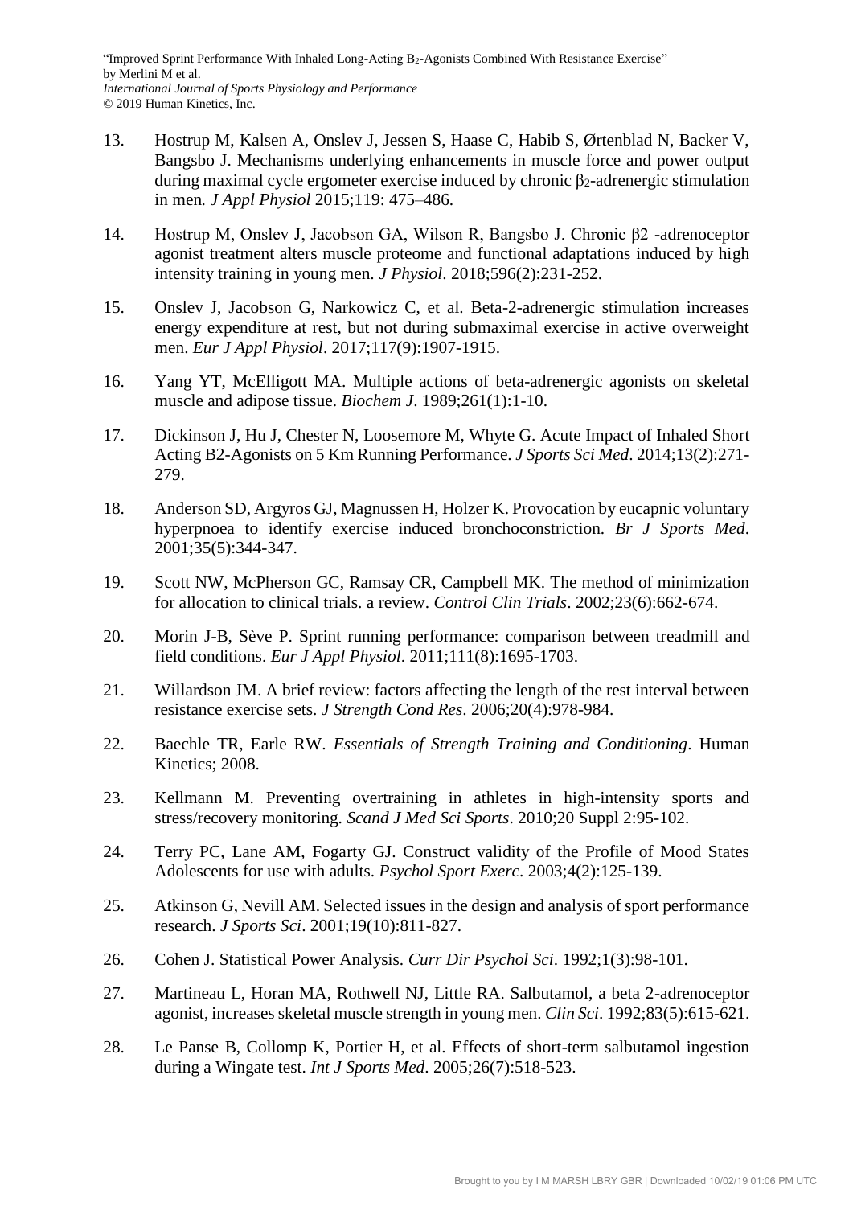13. Hostrup M, Kalsen A, Onslev J, Jessen S, Haase C, Habib S, Ørtenblad N, Backer V, Bangsbo J. Mechanisms underlying enhancements in muscle force and power output during maximal cycle ergometer exercise induced by chronic $\beta_2$-adrenergic stimulation in men. *J Appl Physiol* 2015;119: 475–486.

14. Hostrup M, Onslev J, Jacobson GA, Wilson R, Bangsbo J. Chronic β2 -adrenoceptor agonist treatment alters muscle proteome and functional adaptations induced by high intensity training in young men. *J Physiol*. 2018;596(2):231-252.

15. Onslev J, Jacobson G, Narkowicz C, et al. Beta-2-adrenergic stimulation increases energy expenditure at rest, but not during submaximal exercise in active overweight men. *Eur J Appl Physiol*. 2017;117(9):1907-1915.

16. Yang YT, McElligott MA. Multiple actions of beta-adrenergic agonists on skeletal muscle and adipose tissue. *Biochem J*. 1989;261(1):1-10.

17. Dickinson J, Hu J, Chester N, Loosemore M, Whyte G. Acute Impact of Inhaled Short Acting B2-Agonists on 5 Km Running Performance. *J Sports Sci Med*. 2014;13(2):271-279.

18. Anderson SD, Argyros GJ, Magnussen H, Holzer K. Provocation by eucapnic voluntary hyperpnoea to identify exercise induced bronchoconstriction. *Br J Sports Med*. 2001;35(5):344-347.

19. Scott NW, McPherson GC, Ramsay CR, Campbell MK. The method of minimization for allocation to clinical trials. a review. *Control Clin Trials*. 2002;23(6):662-674.

20. Morin J-B, Sève P. Sprint running performance: comparison between treadmill and field conditions. *Eur J Appl Physiol*. 2011;111(8):1695-1703.

21. Willardson JM. A brief review: factors affecting the length of the rest interval between resistance exercise sets. *J Strength Cond Res*. 2006;20(4):978-984.

22. Baechle TR, Earle RW. *Essentials of Strength Training and Conditioning*. Human Kinetics; 2008.

23. Kellmann M. Preventing overtraining in athletes in high-intensity sports and stress/recovery monitoring. *Scand J Med Sci Sports*. 2010;20 Suppl 2:95-102.

24. Terry PC, Lane AM, Fogarty GJ. Construct validity of the Profile of Mood States Adolescents for use with adults. *Psychol Sport Exerc*. 2003;4(2):125-139.

25. Atkinson G, Nevill AM. Selected issues in the design and analysis of sport performance research. *J Sports Sci*. 2001;19(10):811-827.

26. Cohen J. Statistical Power Analysis. *Curr Dir Psychol Sci*. 1992;1(3):98-101.

27. Martineau L, Horan MA, Rothwell NJ, Little RA. Salbutamol, a beta 2-adrenoceptor agonist, increases skeletal muscle strength in young men. *Clin Sci*. 1992;83(5):615-621.

28. Le Panse B, Collomp K, Portier H, et al. Effects of short-term salbutamol ingestion during a Wingate test. *Int J Sports Med*. 2005;26(7):518-523.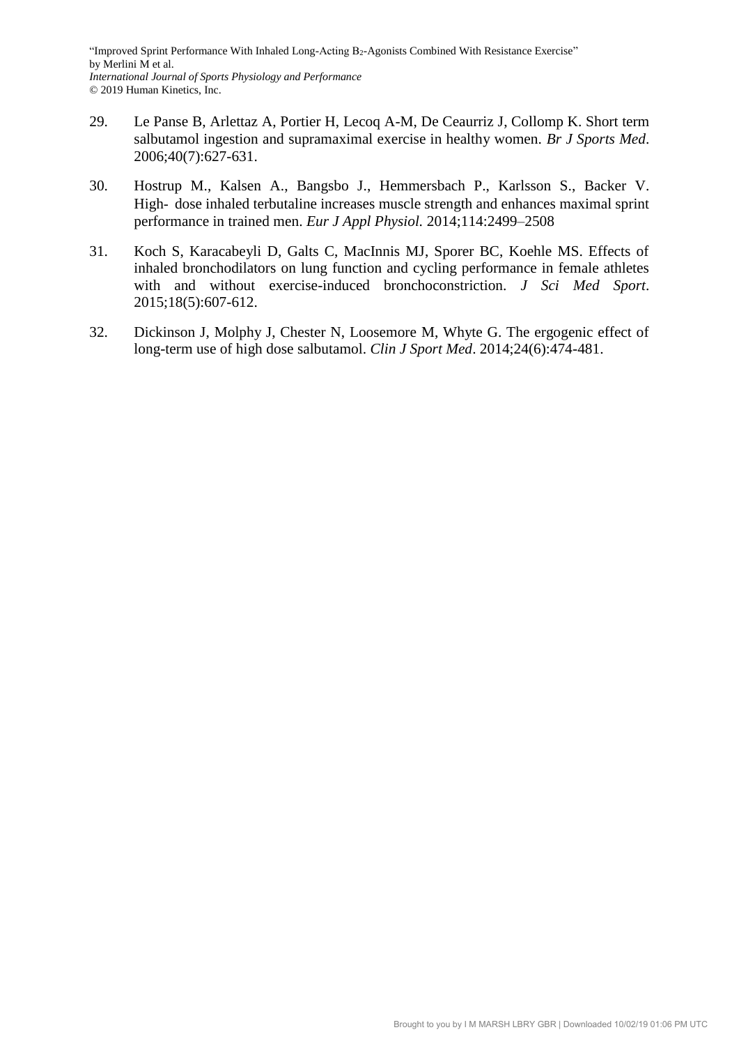29. Le Panse B, Arlettaz A, Portier H, Lecoq A-M, De Ceaurriz J, Collomp K. Short term salbutamol ingestion and supramaximal exercise in healthy women. *Br J Sports Med*. 2006;40(7):627-631.

30. Hostrup M., Kalsen A., Bangsbo J., Hemmersbach P., Karlsson S., Backer V. High- dose inhaled terbutaline increases muscle strength and enhances maximal sprint performance in trained men. *Eur J Appl Physiol.* 2014;114:2499–2508

31. Koch S, Karacabeyli D, Galts C, MacInnis MJ, Sporer BC, Koehle MS. Effects of inhaled bronchodilators on lung function and cycling performance in female athletes with and without exercise-induced bronchoconstriction. *J Sci Med Sport*. 2015;18(5):607-612.

32. Dickinson J, Molphy J, Chester N, Loosemore M, Whyte G. The ergogenic effect of long-term use of high dose salbutamol. *Clin J Sport Med*. 2014;24(6):474-481.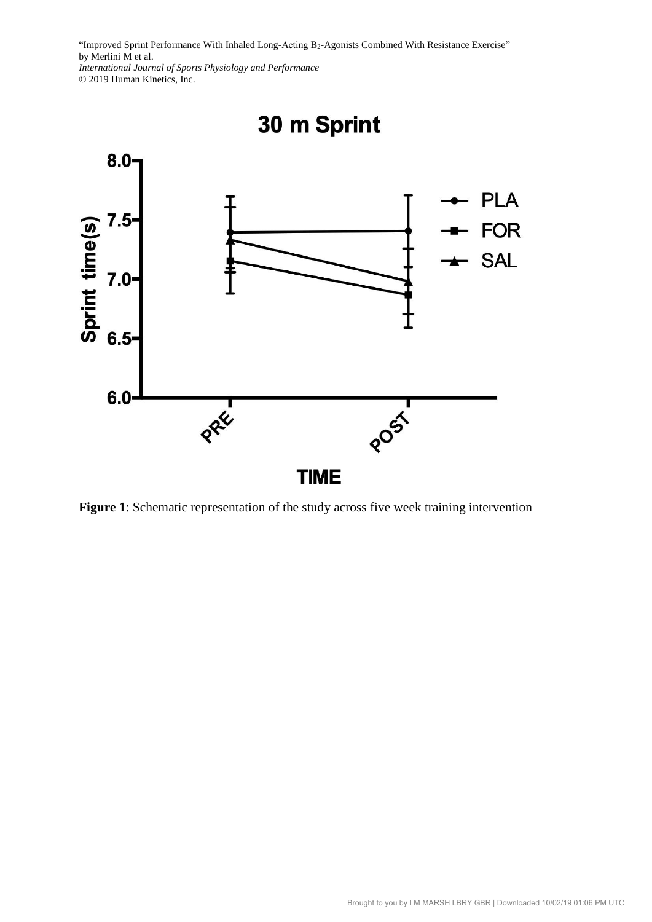**Figure 1**: Schematic representation of the study across five week training intervention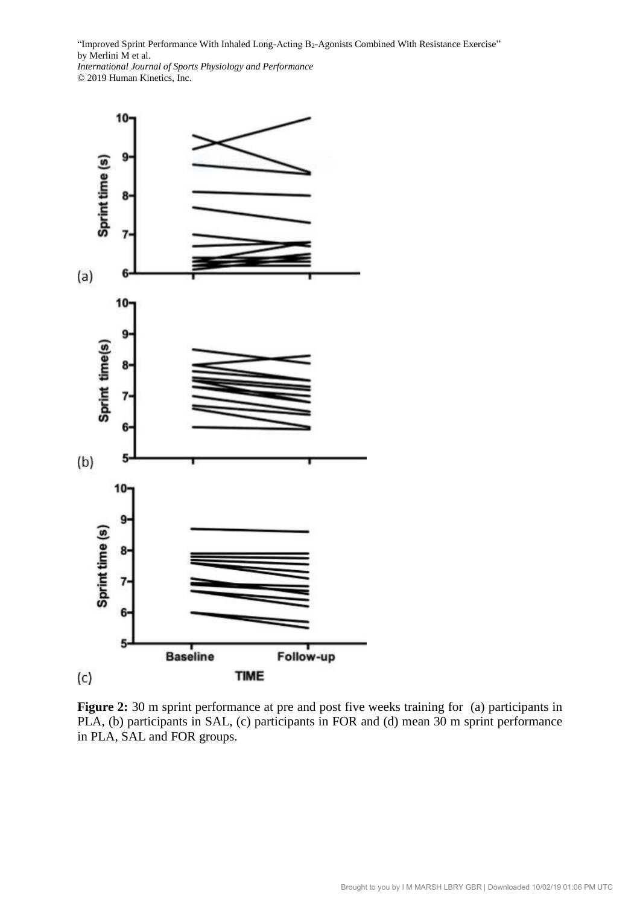**Figure 2:** 30 m sprint performance at pre and post five weeks training for (a) participants in PLA, (b) participants in SAL, (c) participants in FOR and (d) mean 30 m sprint performance in PLA, SAL and FOR groups.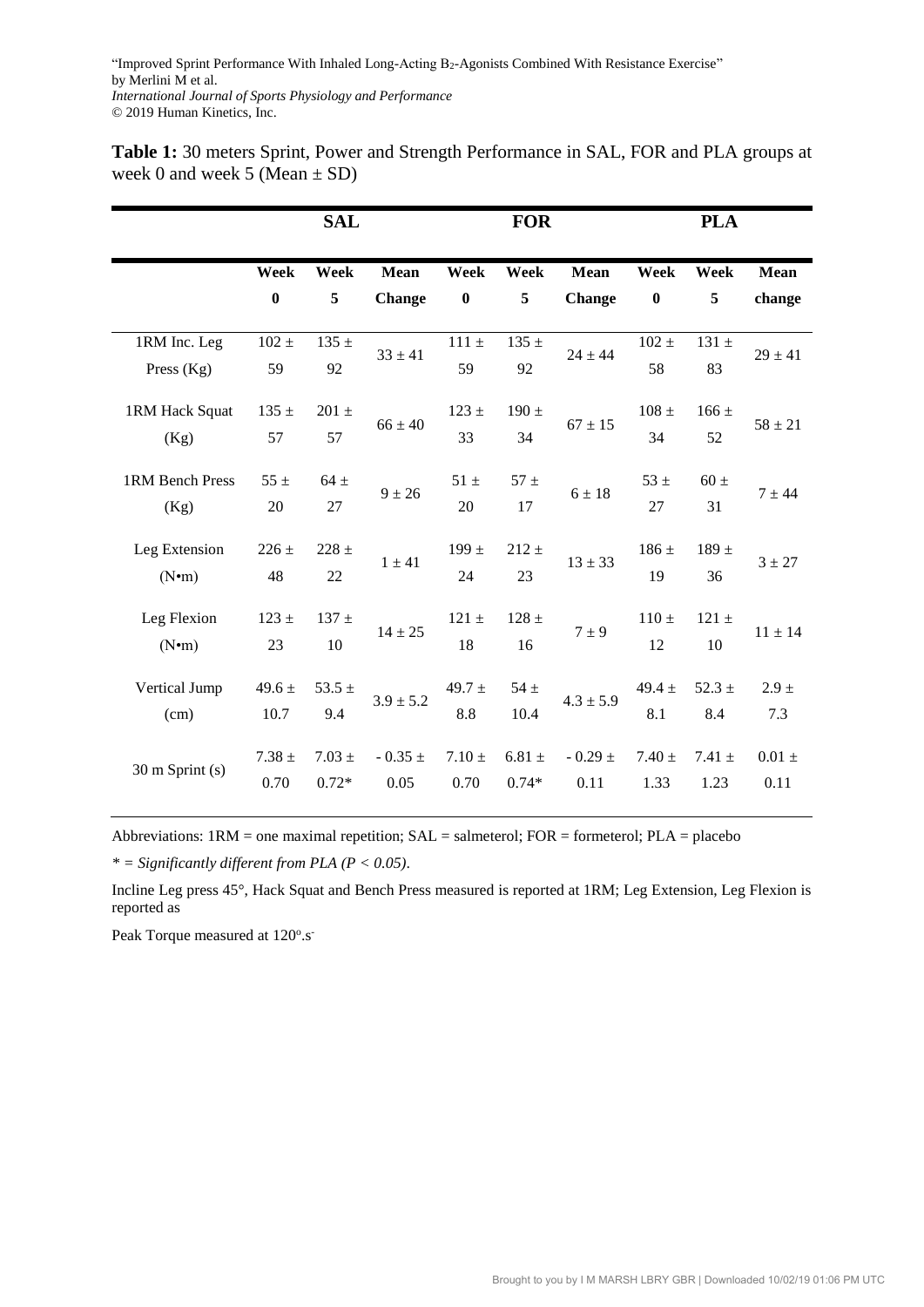**Table 1:** 30 meters Sprint, Power and Strength Performance in SAL, FOR and PLA groups at week 0 and week 5 (Mean ± SD)

| | SAL | | | FOR | | | PLA | | |
|---|---|---|---|---|---|---|---|---|---|
| | **Week 0** | **Week 5** | **Mean Change** | **Week 0** | **Week 5** | **Mean Change** | **Week 0** | **Week 5** | **Mean change** |
| 1RM Inc. Leg Press (Kg) | 102 ± 59 | 135 ± 92 | 33 ± 41 | 111 ± 59 | 135 ± 92 | 24 ± 44 | 102 ± 58 | 131 ± 83 | 29 ± 41 |
| 1RM Hack Squat (Kg) | 135 ± 57 | 201 ± 57 | 66 ± 40 | 123 ± 33 | 190 ± 34 | 67 ± 15 | 108 ± 34 | 166 ± 52 | 58 ± 21 |
| 1RM Bench Press (Kg) | 55 ± 20 | 64 ± 27 | 9 ± 26 | 51 ± 20 | 57 ± 17 | 6 ± 18 | 53 ± 27 | 60 ± 31 | 7 ± 44 |
| Leg Extension (N•m) | 226 ± 48 | 228 ± 22 | 1 ± 41 | 199 ± 24 | 212 ± 23 | 13 ± 33 | 186 ± 19 | 189 ± 36 | 3 ± 27 |
| Leg Flexion (N•m) | 123 ± 23 | 137 ± 10 | 14 ± 25 | 121 ± 18 | 128 ± 16 | 7 ± 9 | 110 ± 12 | 121 ± 10 | 11 ± 14 |
| Vertical Jump (cm) | 49.6 ± 10.7 | 53.5 ± 9.4 | 3.9 ± 5.2 | 49.7 ± 8.8 | 54 ± 10.4 | 4.3 ± 5.9 | 49.4 ± 8.1 | 52.3 ± 8.4 | 2.9 ± 7.3 |
| 30 m Sprint (s) | 7.38 ± 0.70 | 7.03 ± 0.72* | - 0.35 ± 0.05 | 7.10 ± 0.70 | 6.81 ± 0.74* | - 0.29 ± 0.11 | 7.40 ± 1.33 | 7.41 ± 1.23 | 0.01 ± 0.11 |

Abbreviations: 1RM = one maximal repetition; SAL = salmeterol; FOR = formeterol; PLA = placebo

*\* = Significantly different from PLA (P < 0.05).*

Incline Leg press 45°, Hack Squat and Bench Press measured is reported at 1RM; Leg Extension, Leg Flexion is reported as

Peak Torque measured at $120^{o}.s^{-}$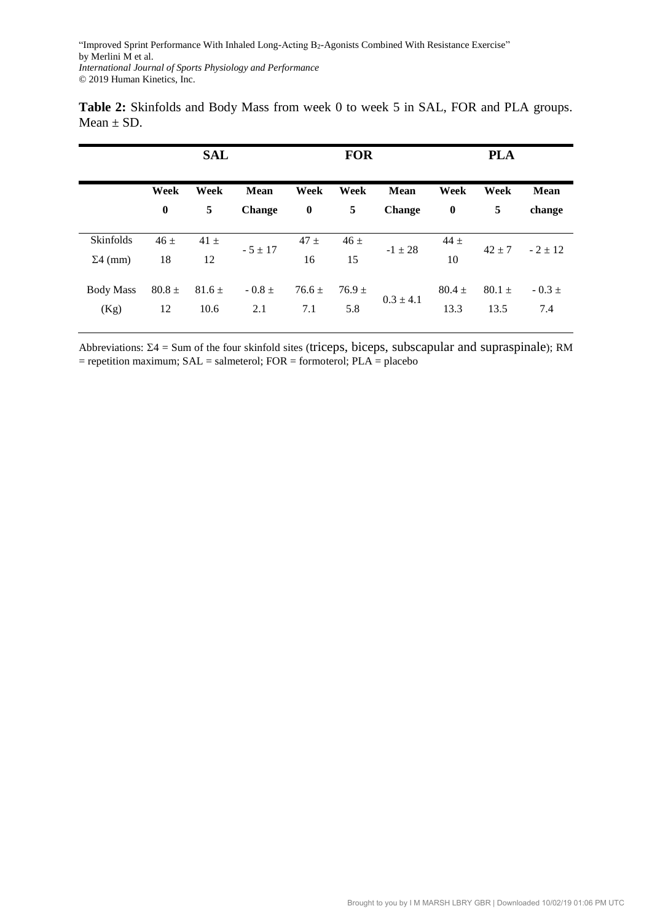**Table 2:** Skinfolds and Body Mass from week 0 to week 5 in SAL, FOR and PLA groups. Mean ± SD.

| | SAL | | | FOR | | | PLA | | |
|---|---|---|---|---|---|---|---|---|---|
| | **Week 0** | **Week 5** | **Mean Change** | **Week 0** | **Week 5** | **Mean Change** | **Week 0** | **Week 5** | **Mean change** |
| Skinfolds Σ4 (mm) | 46 ± 18 | 41 ± 12 | - 5 ± 17 | 47 ± 16 | 46 ± 15 | -1 ± 28 | 44 ± 10 | 42 ± 7 | - 2 ± 12 |
| Body Mass (Kg) | 80.8 ± 12 | 81.6 ± 10.6 | - 0.8 ± 2.1 | 76.6 ± 7.1 | 76.9 ± 5.8 | 0.3 ± 4.1 | 80.4 ± 13.3 | 80.1 ± 13.5 | - 0.3 ± 7.4 |

Abbreviations: Σ4 = Sum of the four skinfold sites (triceps, biceps, subscapular and supraspinale); RM = repetition maximum; SAL = salmeterol; FOR = formoterol; PLA = placebo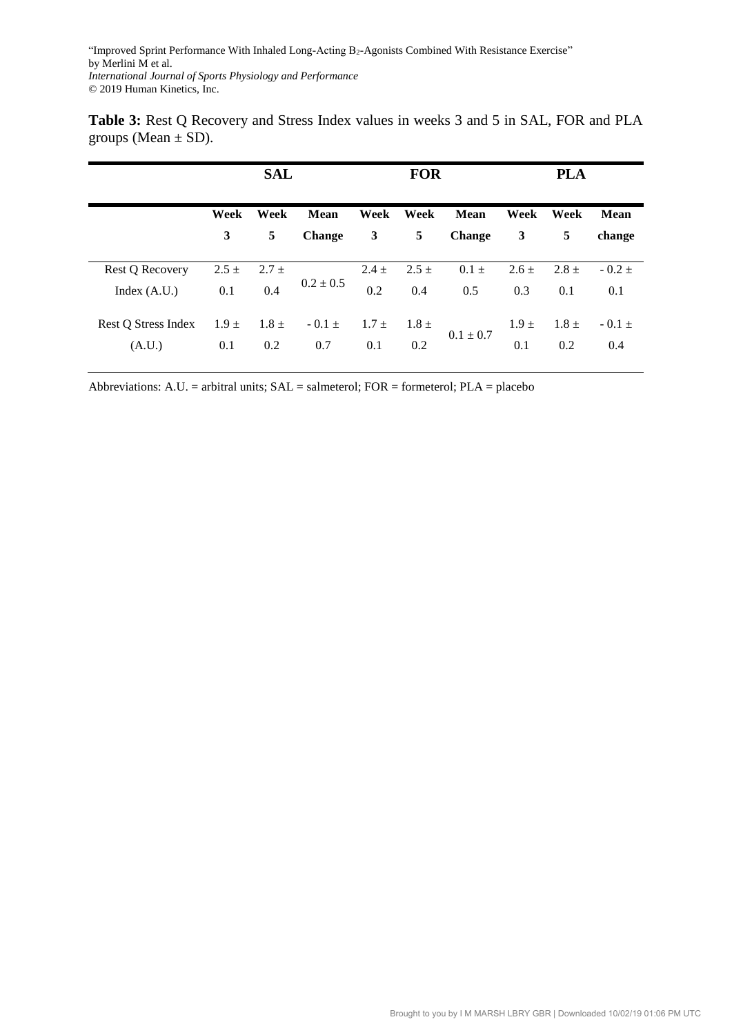**Table 3:** Rest Q Recovery and Stress Index values in weeks 3 and 5 in SAL, FOR and PLA groups (Mean ± SD).

| | SAL | | | FOR | | | PLA | | |
|---|---|---|---|---|---|---|---|---|---|
| | Week 3 | Week 5 | Mean Change | Week 3 | Week 5 | Mean Change | Week 3 | Week 5 | Mean change |
| Rest Q Recovery Index (A.U.) | 2.5 ± 0.1 | 2.7 ± 0.4 | 0.2 ± 0.5 | 2.4 ± 0.2 | 2.5 ± 0.4 | 0.1 ± 0.5 | 2.6 ± 0.3 | 2.8 ± 0.1 | - 0.2 ± 0.1 |
| Rest Q Stress Index (A.U.) | 1.9 ± 0.1 | 1.8 ± 0.2 | - 0.1 ± 0.7 | 1.7 ± 0.1 | 1.8 ± 0.2 | 0.1 ± 0.7 | 1.9 ± 0.1 | 1.8 ± 0.2 | - 0.1 ± 0.4 |

Abbreviations: A.U. = arbitral units; SAL = salmeterol; FOR = formeterol; PLA = placebo